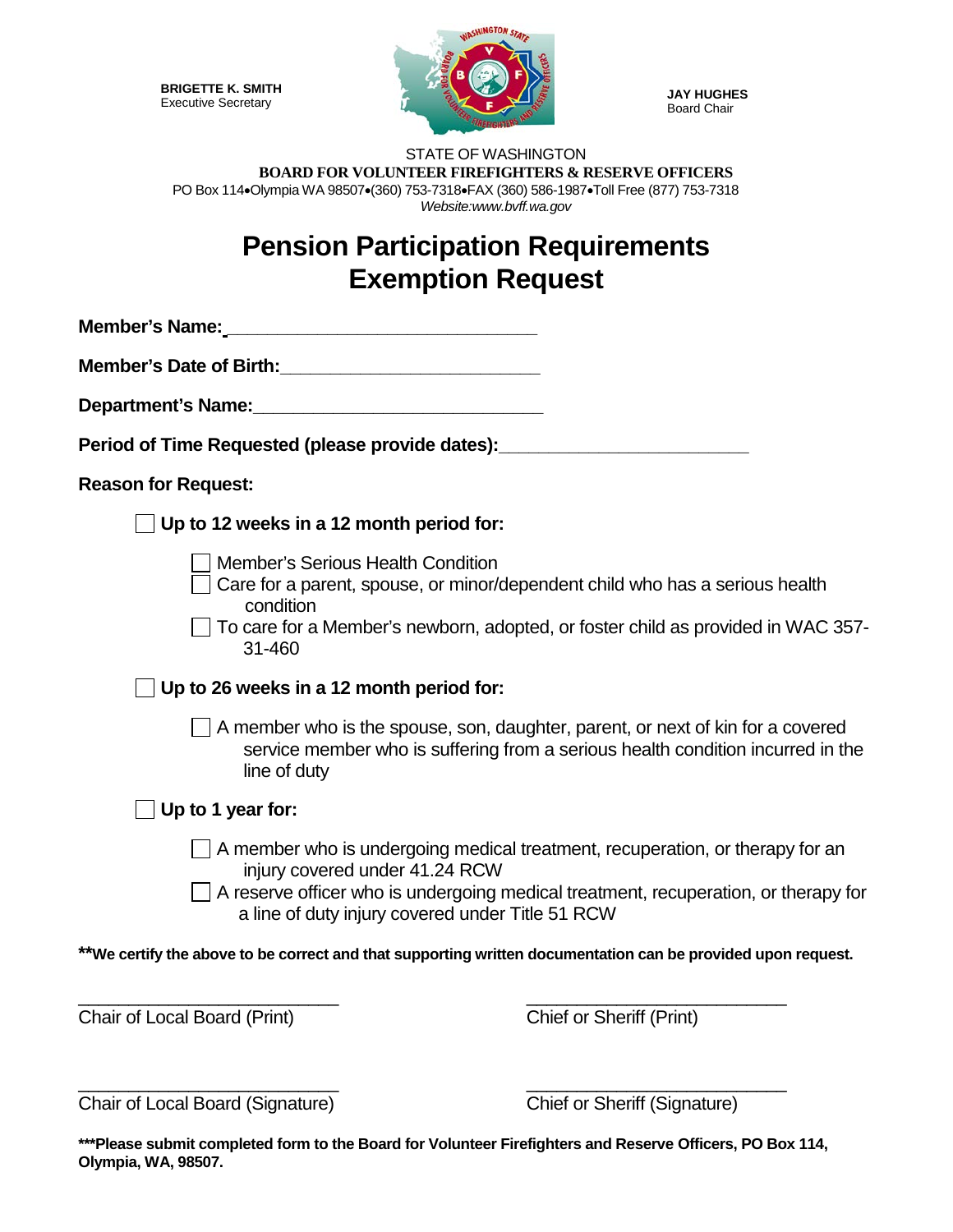**BRIGETTE K. SMITH**
Executive Secretary

**JAY HUGHES**
Board Chair

STATE OF WASHINGTON
**BOARD FOR VOLUNTEER FIREFIGHTERS & RESERVE OFFICERS**
PO Box 114•Olympia WA 98507•(360) 753-7318•FAX (360) 586-1987•Toll Free (877) 753-7318
*Website:www.bvff.wa.gov*

# Pension Participation Requirements Exemption Request

**Member's Name:**_______________________________

**Member's Date of Birth:**__________________________

**Department's Name:**_____________________________

**Period of Time Requested (please provide dates):**________________________

**Reason for Request:**

- ☐ **Up to 12 weeks in a 12 month period for:**
  - ☐ Member's Serious Health Condition
  - ☐ Care for a parent, spouse, or minor/dependent child who has a serious health condition
  - ☐ To care for a Member's newborn, adopted, or foster child as provided in WAC 357-31-460
- ☐ **Up to 26 weeks in a 12 month period for:**
  - ☐ A member who is the spouse, son, daughter, parent, or next of kin for a covered service member who is suffering from a serious health condition incurred in the line of duty
- ☐ **Up to 1 year for:**
  - ☐ A member who is undergoing medical treatment, recuperation, or therapy for an injury covered under 41.24 RCW
  - ☐ A reserve officer who is undergoing medical treatment, recuperation, or therapy for a line of duty injury covered under Title 51 RCW

****We certify the above to be correct and that supporting written documentation can be provided upon request.**

| | |
|---|---|
| ___________________________ | ___________________________ |
| Chair of Local Board (Print) | Chief or Sheriff (Print) |
| ___________________________ | ___________________________ |
| Chair of Local Board (Signature) | Chief or Sheriff (Signature) |

*****Please submit completed form to the Board for Volunteer Firefighters and Reserve Officers, PO Box 114, Olympia, WA, 98507.**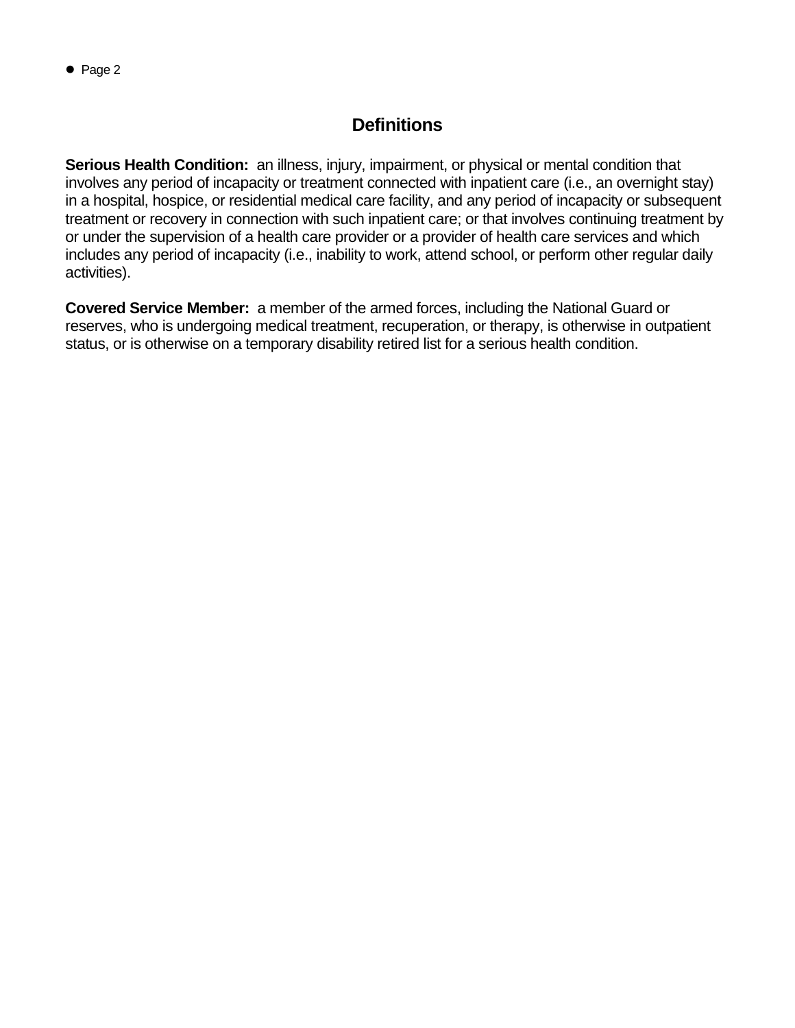## Definitions

**Serious Health Condition:** an illness, injury, impairment, or physical or mental condition that involves any period of incapacity or treatment connected with inpatient care (i.e., an overnight stay) in a hospital, hospice, or residential medical care facility, and any period of incapacity or subsequent treatment or recovery in connection with such inpatient care; or that involves continuing treatment by or under the supervision of a health care provider or a provider of health care services and which includes any period of incapacity (i.e., inability to work, attend school, or perform other regular daily activities).

**Covered Service Member:** a member of the armed forces, including the National Guard or reserves, who is undergoing medical treatment, recuperation, or therapy, is otherwise in outpatient status, or is otherwise on a temporary disability retired list for a serious health condition.